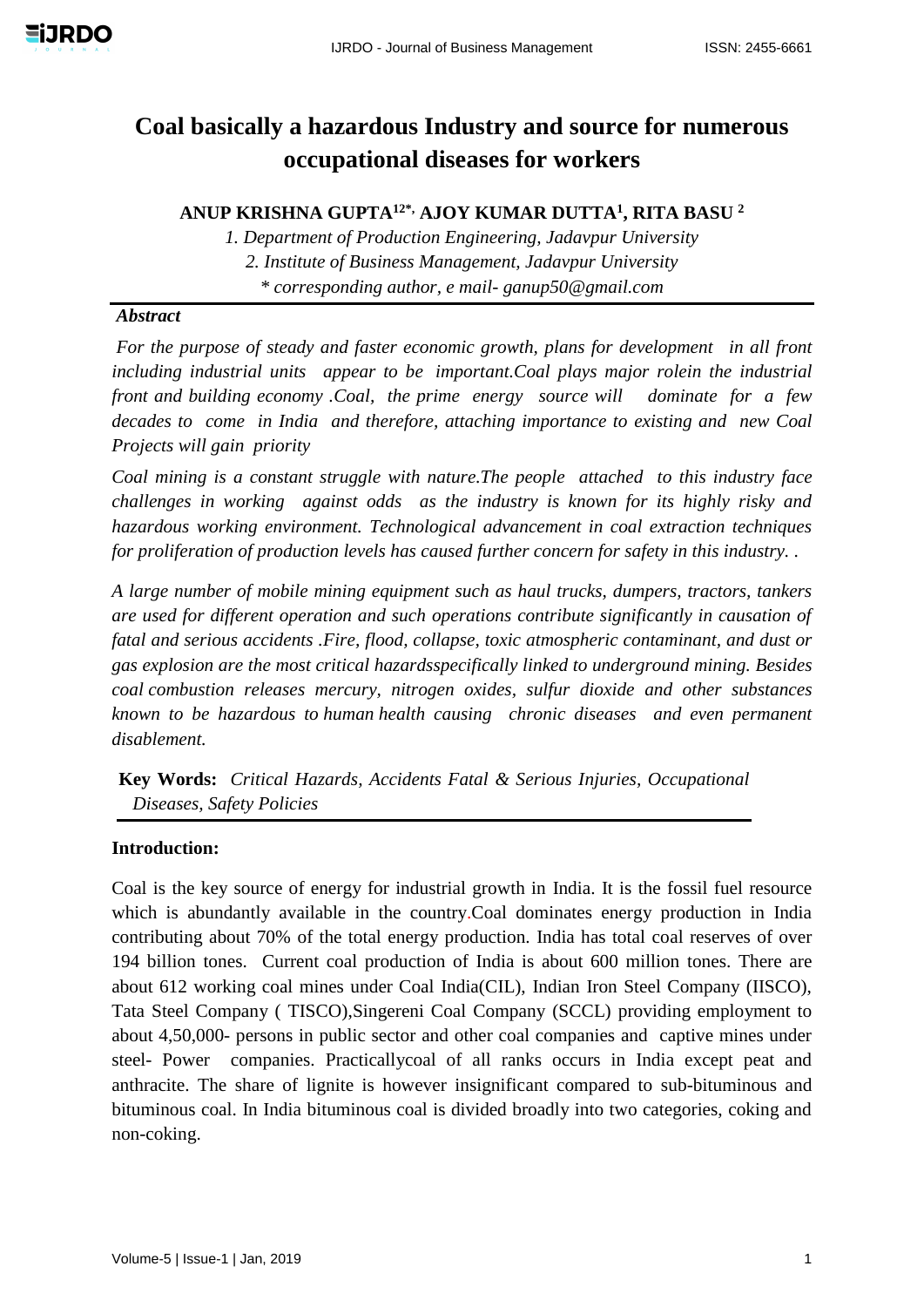# Coal basically a hazardous Industry and source for numerous occupational diseases for workers

**ANUP KRISHNA GUPTA[12*], AJOY KUMAR DUTTA[1], RITA BASU [2]**

*1. Department of Production Engineering, Jadavpur University*

*2. Institute of Business Management, Jadavpur University*

*\* corresponding author, e mail- ganup50@gmail.com*

## *Abstract*

*For the purpose of steady and faster economic growth, plans for development in all front including industrial units appear to be important.Coal plays major rolein the industrial front and building economy .Coal, the prime energy source will dominate for a few decades to come in India and therefore, attaching importance to existing and new Coal Projects will gain priority*

*Coal mining is a constant struggle with nature.The people attached to this industry face challenges in working against odds as the industry is known for its highly risky and hazardous working environment. Technological advancement in coal extraction techniques for proliferation of production levels has caused further concern for safety in this industry. .*

*A large number of mobile mining equipment such as haul trucks, dumpers, tractors, tankers are used for different operation and such operations contribute significantly in causation of fatal and serious accidents .Fire, flood, collapse, toxic atmospheric contaminant, and dust or gas explosion are the most critical hazardsspecifically linked to underground mining. Besides coal combustion releases mercury, nitrogen oxides, sulfur dioxide and other substances known to be hazardous to human health causing chronic diseases and even permanent disablement.*

**Key Words:** *Critical Hazards, Accidents Fatal & Serious Injuries, Occupational Diseases, Safety Policies*

## Introduction:

Coal is the key source of energy for industrial growth in India. It is the fossil fuel resource which is abundantly available in the country.Coal dominates energy production in India contributing about 70% of the total energy production. India has total coal reserves of over 194 billion tones. Current coal production of India is about 600 million tones. There are about 612 working coal mines under Coal India(CIL), Indian Iron Steel Company (IISCO), Tata Steel Company ( TISCO),Singereni Coal Company (SCCL) providing employment to about 4,50,000- persons in public sector and other coal companies and captive mines under steel- Power companies. Practicallycoal of all ranks occurs in India except peat and anthracite. The share of lignite is however insignificant compared to sub-bituminous and bituminous coal. In India bituminous coal is divided broadly into two categories, coking and non-coking.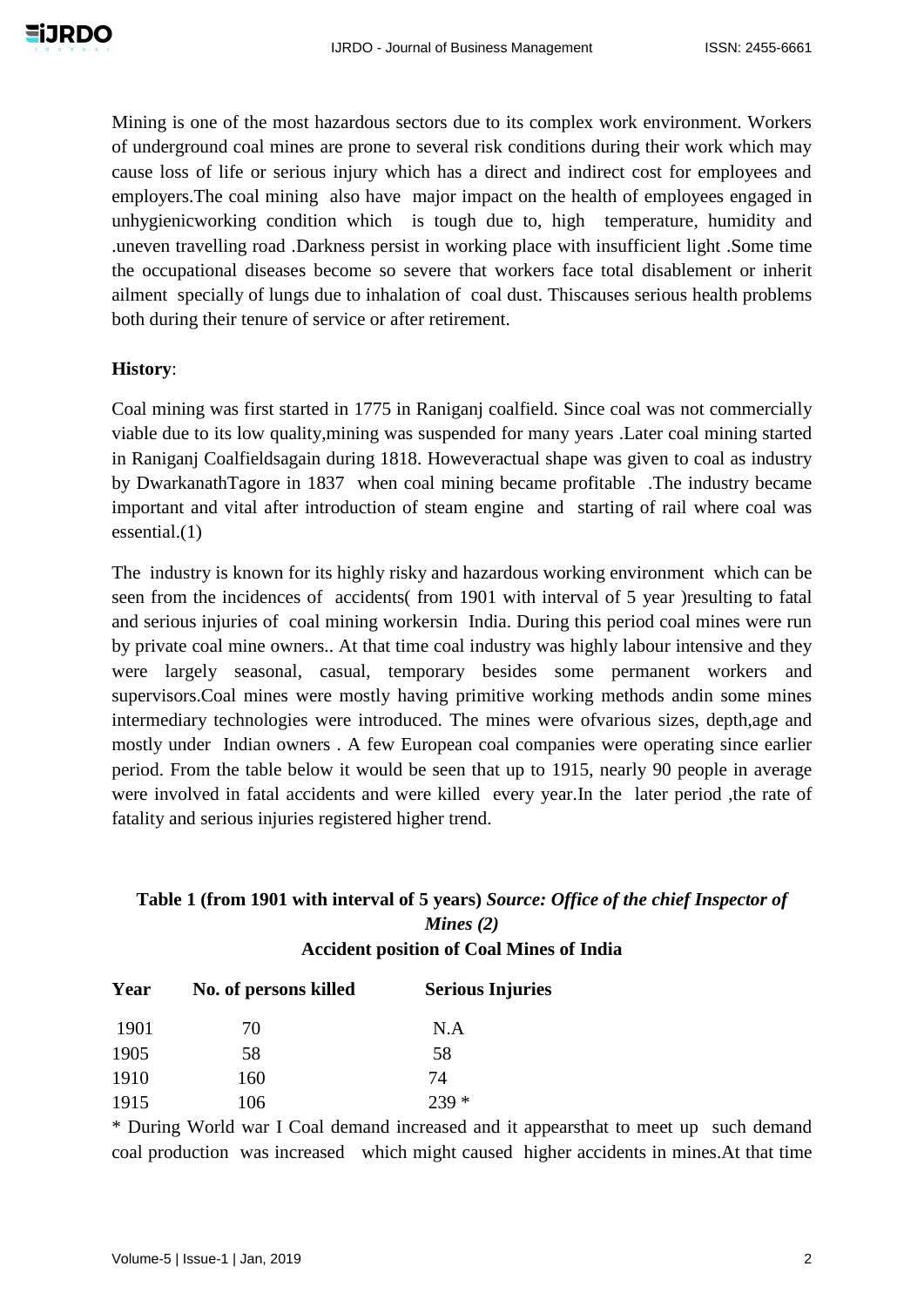Mining is one of the most hazardous sectors due to its complex work environment. Workers of underground coal mines are prone to several risk conditions during their work which may cause loss of life or serious injury which has a direct and indirect cost for employees and employers.The coal mining also have major impact on the health of employees engaged in unhygienicworking condition which is tough due to, high temperature, humidity and .uneven travelling road .Darkness persist in working place with insufficient light .Some time the occupational diseases become so severe that workers face total disablement or inherit ailment specially of lungs due to inhalation of coal dust. Thiscauses serious health problems both during their tenure of service or after retirement.

**History**:

Coal mining was first started in 1775 in Raniganj coalfield. Since coal was not commercially viable due to its low quality,mining was suspended for many years .Later coal mining started in Raniganj Coalfieldsagain during 1818. Howeveractual shape was given to coal as industry by DwarkanathTagore in 1837 when coal mining became profitable .The industry became important and vital after introduction of steam engine and starting of rail where coal was essential.(1)

The industry is known for its highly risky and hazardous working environment which can be seen from the incidences of accidents( from 1901 with interval of 5 year )resulting to fatal and serious injuries of coal mining workersin India. During this period coal mines were run by private coal mine owners.. At that time coal industry was highly labour intensive and they were largely seasonal, casual, temporary besides some permanent workers and supervisors.Coal mines were mostly having primitive working methods andin some mines intermediary technologies were introduced. The mines were ofvarious sizes, depth,age and mostly under Indian owners . A few European coal companies were operating since earlier period. From the table below it would be seen that up to 1915, nearly 90 people in average were involved in fatal accidents and were killed every year.In the later period ,the rate of fatality and serious injuries registered higher trend.

**Table 1 (from 1901 with interval of 5 years)** ***Source: Office of the chief Inspector of Mines (2)***

**Accident position of Coal Mines of India**

| Year | No. of persons killed | Serious Injuries |
|---|---|---|
| 1901 | 70 | N.A |
| 1905 | 58 | 58 |
| 1910 | 160 | 74 |
| 1915 | 106 | 239 * |

* During World war I Coal demand increased and it appearsthat to meet up such demand coal production was increased which might caused higher accidents in mines.At that time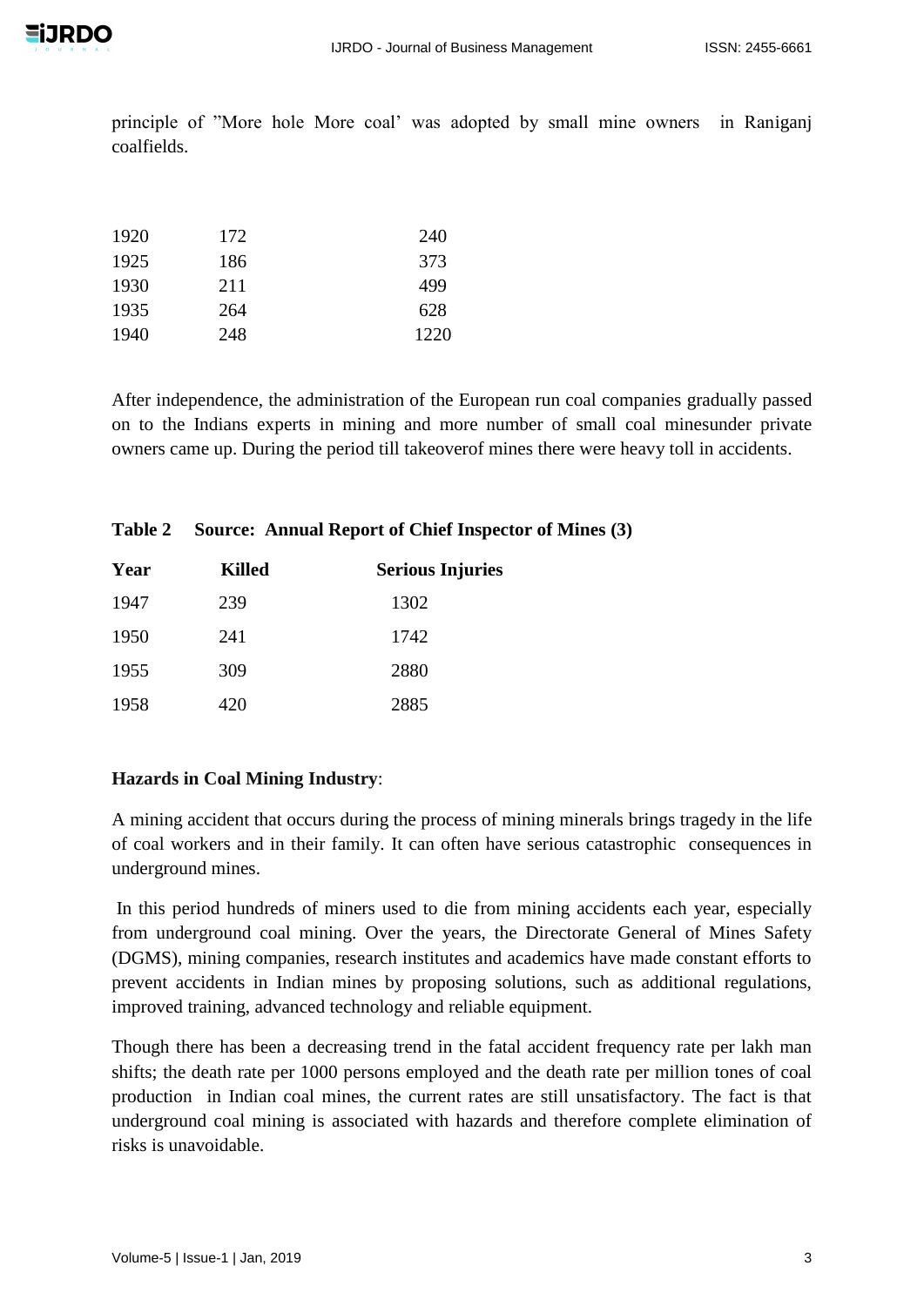principle of "More hole More coal' was adopted by small mine owners in Raniganj coalfields.

| | | |
|---|---|---|
| 1920 | 172 | 240 |
| 1925 | 186 | 373 |
| 1930 | 211 | 499 |
| 1935 | 264 | 628 |
| 1940 | 248 | 1220 |

After independence, the administration of the European run coal companies gradually passed on to the Indians experts in mining and more number of small coal minesunder private owners came up. During the period till takeoverof mines there were heavy toll in accidents.

**Table 2 Source: Annual Report of Chief Inspector of Mines (3)**

| Year | Killed | Serious Injuries |
|---|---|---|
| 1947 | 239 | 1302 |
| 1950 | 241 | 1742 |
| 1955 | 309 | 2880 |
| 1958 | 420 | 2885 |

**Hazards in Coal Mining Industry**:

A mining accident that occurs during the process of mining minerals brings tragedy in the life of coal workers and in their family. It can often have serious catastrophic consequences in underground mines.

In this period hundreds of miners used to die from mining accidents each year, especially from underground coal mining. Over the years, the Directorate General of Mines Safety (DGMS), mining companies, research institutes and academics have made constant efforts to prevent accidents in Indian mines by proposing solutions, such as additional regulations, improved training, advanced technology and reliable equipment.

Though there has been a decreasing trend in the fatal accident frequency rate per lakh man shifts; the death rate per 1000 persons employed and the death rate per million tones of coal production in Indian coal mines, the current rates are still unsatisfactory. The fact is that underground coal mining is associated with hazards and therefore complete elimination of risks is unavoidable.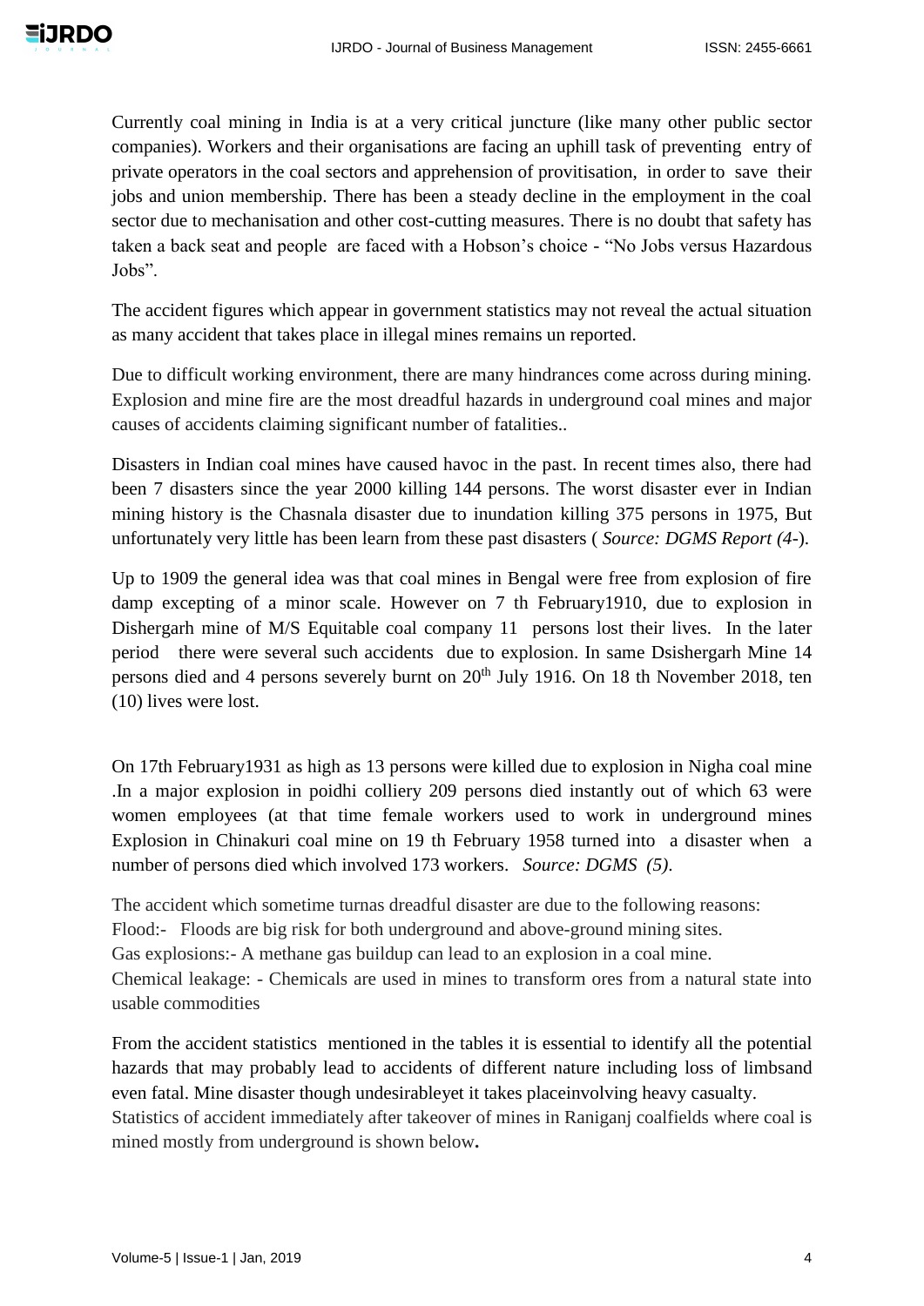Currently coal mining in India is at a very critical juncture (like many other public sector companies). Workers and their organisations are facing an uphill task of preventing entry of private operators in the coal sectors and apprehension of provitisation, in order to save their jobs and union membership. There has been a steady decline in the employment in the coal sector due to mechanisation and other cost-cutting measures. There is no doubt that safety has taken a back seat and people are faced with a Hobson's choice - "No Jobs versus Hazardous Jobs".

The accident figures which appear in government statistics may not reveal the actual situation as many accident that takes place in illegal mines remains un reported.

Due to difficult working environment, there are many hindrances come across during mining. Explosion and mine fire are the most dreadful hazards in underground coal mines and major causes of accidents claiming significant number of fatalities..

Disasters in Indian coal mines have caused havoc in the past. In recent times also, there had been 7 disasters since the year 2000 killing 144 persons. The worst disaster ever in Indian mining history is the Chasnala disaster due to inundation killing 375 persons in 1975, But unfortunately very little has been learn from these past disasters ( *Source: DGMS Report (4-*).

Up to 1909 the general idea was that coal mines in Bengal were free from explosion of fire damp excepting of a minor scale. However on 7 th February1910, due to explosion in Dishergarh mine of M/S Equitable coal company 11 persons lost their lives. In the later period there were several such accidents due to explosion. In same Dsishergarh Mine 14 persons died and 4 persons severely burnt on 20th July 1916. On 18 th November 2018, ten (10) lives were lost.

On 17th February1931 as high as 13 persons were killed due to explosion in Nigha coal mine .In a major explosion in poidhi colliery 209 persons died instantly out of which 63 were women employees (at that time female workers used to work in underground mines Explosion in Chinakuri coal mine on 19 th February 1958 turned into a disaster when a number of persons died which involved 173 workers. *Source: DGMS (5).*

The accident which sometime turnas dreadful disaster are due to the following reasons:
Flood:- Floods are big risk for both underground and above-ground mining sites.
Gas explosions:- A methane gas buildup can lead to an explosion in a coal mine.
Chemical leakage: - Chemicals are used in mines to transform ores from a natural state into usable commodities

From the accident statistics mentioned in the tables it is essential to identify all the potential hazards that may probably lead to accidents of different nature including loss of limbsand even fatal. Mine disaster though undesirableyet it takes placeinvolving heavy casualty.
Statistics of accident immediately after takeover of mines in Raniganj coalfields where coal is mined mostly from underground is shown below**.**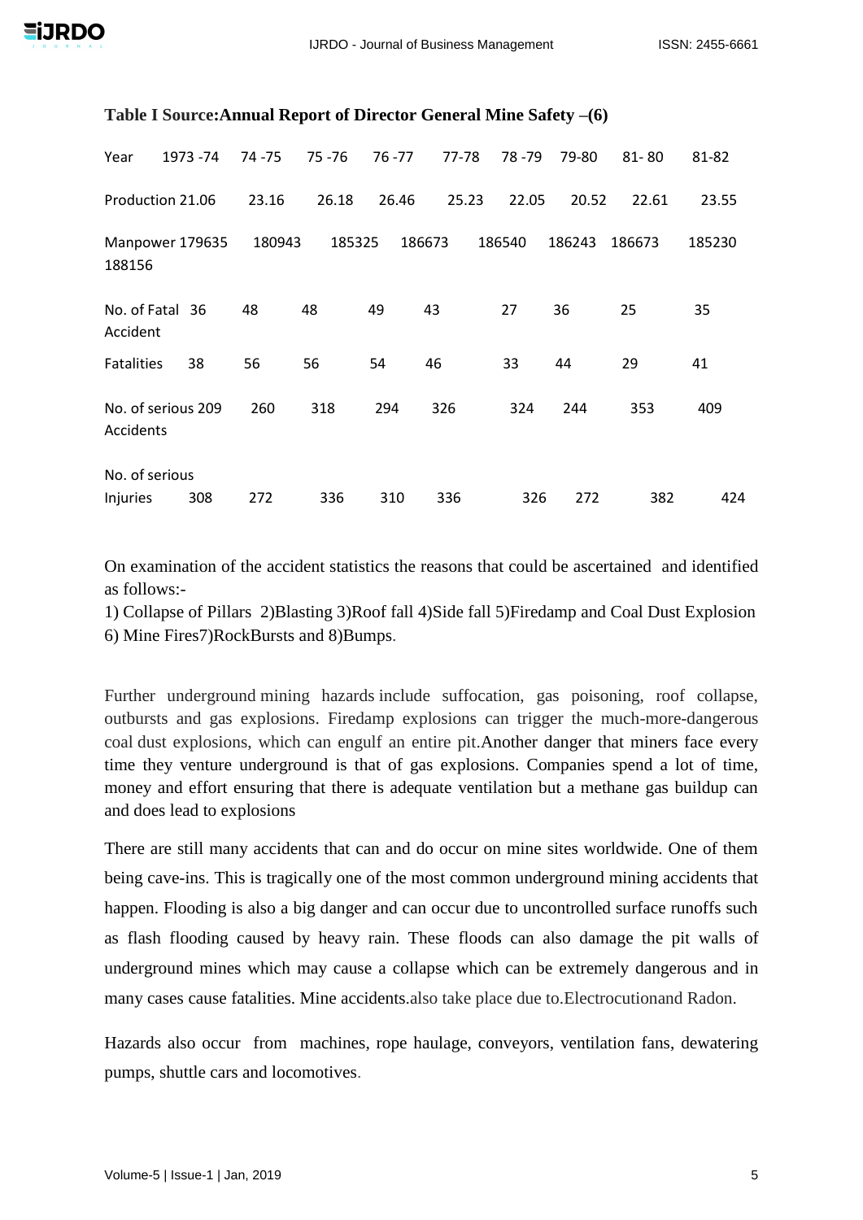**Table I Source:Annual Report of Director General Mine Safety –(6)**

| Year | 1973 -74 | 74 -75 | 75 -76 | 76 -77 | 77-78 | 78 -79 | 79-80 | 81- 80 | 81-82 |
|---|---|---|---|---|---|---|---|---|---|
| Production | 21.06 | 23.16 | 26.18 | 26.46 | 25.23 | 22.05 | 20.52 | 22.61 | 23.55 |
| Manpower | 179635 | 180943 | 185325 | 186673 | 186540 | 186243 | 186673 | 185230 | 188156 |
| No. of Fatal Accident | 36 | 48 | 48 | 49 | 43 | 27 | 36 | 25 | 35 |
| Fatalities | 38 | 56 | 56 | 54 | 46 | 33 | 44 | 29 | 41 |
| No. of serious Accidents | 209 | 260 | 318 | 294 | 326 | 324 | 244 | 353 | 409 |
| No. of serious Injuries | 308 | 272 | 336 | 310 | 336 | 326 | 272 | 382 | 424 |

On examination of the accident statistics the reasons that could be ascertained and identified as follows:-

1) Collapse of Pillars 2)Blasting 3)Roof fall 4)Side fall 5)Firedamp and Coal Dust Explosion 6) Mine Fires7)RockBursts and 8)Bumps.

Further underground mining hazards include suffocation, gas poisoning, roof collapse, outbursts and gas explosions. Firedamp explosions can trigger the much-more-dangerous coal dust explosions, which can engulf an entire pit.Another danger that miners face every time they venture underground is that of gas explosions. Companies spend a lot of time, money and effort ensuring that there is adequate ventilation but a methane gas buildup can and does lead to explosions

There are still many accidents that can and do occur on mine sites worldwide. One of them being cave-ins. This is tragically one of the most common underground mining accidents that happen. Flooding is also a big danger and can occur due to uncontrolled surface runoffs such as flash flooding caused by heavy rain. These floods can also damage the pit walls of underground mines which may cause a collapse which can be extremely dangerous and in many cases cause fatalities. Mine accidents.also take place due to.Electrocutionand Radon.

Hazards also occur from machines, rope haulage, conveyors, ventilation fans, dewatering pumps, shuttle cars and locomotives.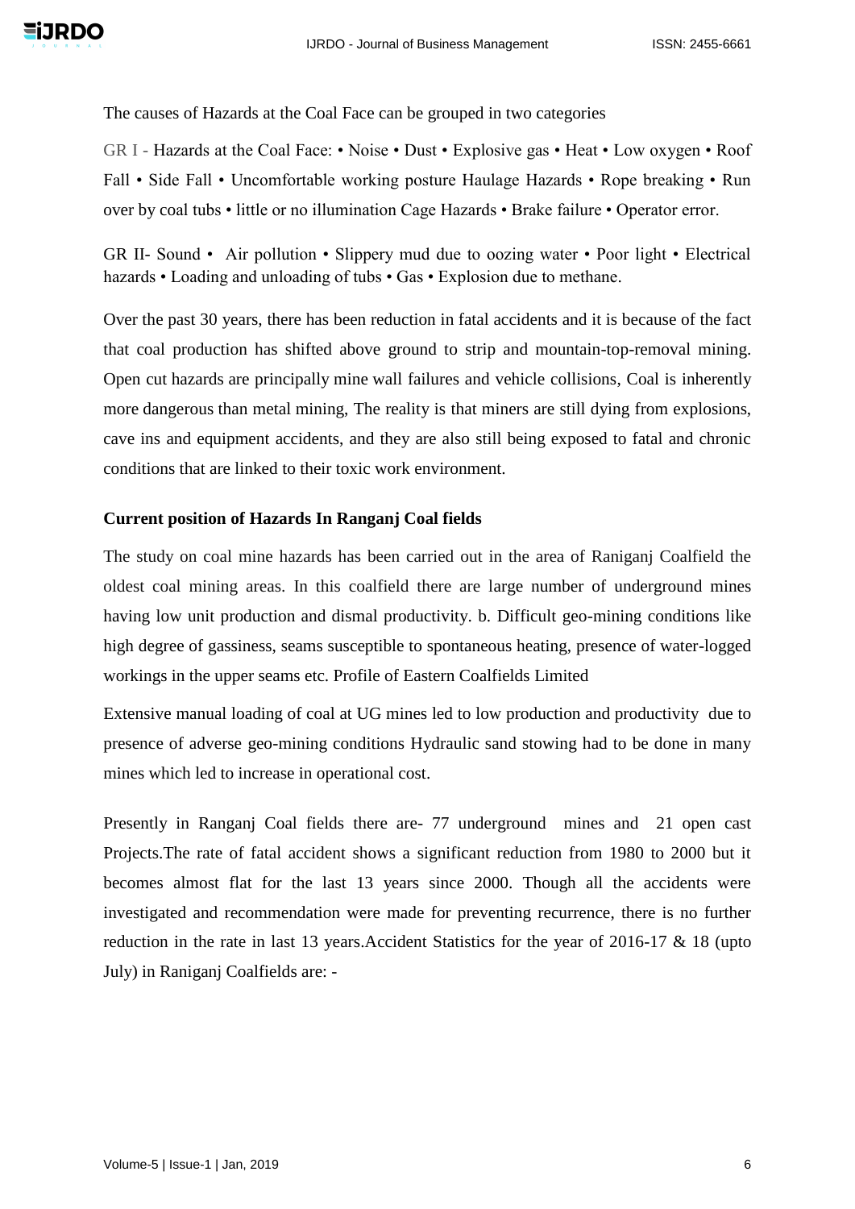The causes of Hazards at the Coal Face can be grouped in two categories

GR I - Hazards at the Coal Face: • Noise • Dust • Explosive gas • Heat • Low oxygen • Roof Fall • Side Fall • Uncomfortable working posture Haulage Hazards • Rope breaking • Run over by coal tubs • little or no illumination Cage Hazards • Brake failure • Operator error.

GR II- Sound • Air pollution • Slippery mud due to oozing water • Poor light • Electrical hazards • Loading and unloading of tubs • Gas • Explosion due to methane.

Over the past 30 years, there has been reduction in fatal accidents and it is because of the fact that coal production has shifted above ground to strip and mountain-top-removal mining. Open cut hazards are principally mine wall failures and vehicle collisions, Coal is inherently more dangerous than metal mining, The reality is that miners are still dying from explosions, cave ins and equipment accidents, and they are also still being exposed to fatal and chronic conditions that are linked to their toxic work environment.

**Current position of Hazards In Ranganj Coal fields**

The study on coal mine hazards has been carried out in the area of Raniganj Coalfield the oldest coal mining areas. In this coalfield there are large number of underground mines having low unit production and dismal productivity. b. Difficult geo-mining conditions like high degree of gassiness, seams susceptible to spontaneous heating, presence of water-logged workings in the upper seams etc. Profile of Eastern Coalfields Limited

Extensive manual loading of coal at UG mines led to low production and productivity due to presence of adverse geo-mining conditions Hydraulic sand stowing had to be done in many mines which led to increase in operational cost.

Presently in Ranganj Coal fields there are- 77 underground mines and 21 open cast Projects.The rate of fatal accident shows a significant reduction from 1980 to 2000 but it becomes almost flat for the last 13 years since 2000. Though all the accidents were investigated and recommendation were made for preventing recurrence, there is no further reduction in the rate in last 13 years.Accident Statistics for the year of 2016-17 & 18 (upto July) in Raniganj Coalfields are: -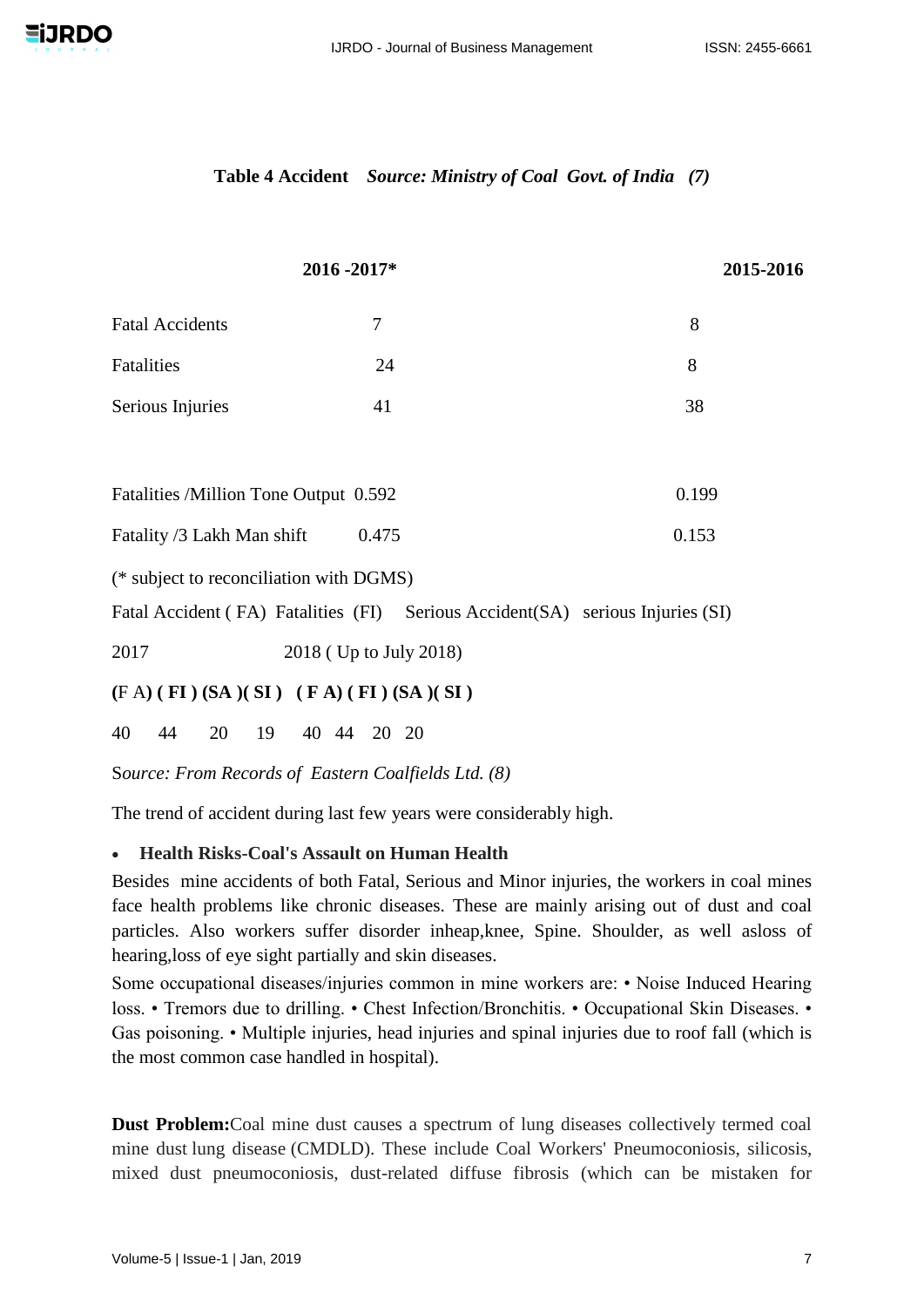**Table 4 Accident** *Source: Ministry of Coal Govt. of India (7)*

| | 2016 -2017* | 2015-2016 |
|---|---|---|
| Fatal Accidents | 7 | 8 |
| Fatalities | 24 | 8 |
| Serious Injuries | 41 | 38 |
| Fatalities /Million Tone Output | 0.592 | 0.199 |
| Fatality /3 Lakh Man shift | 0.475 | 0.153 |

(* subject to reconciliation with DGMS)

Fatal Accident ( FA) Fatalities (FI) Serious Accident(SA) serious Injuries (SI)

| 2017 | | | | 2018 ( Up to July 2018) | | | |
|---|---|---|---|---|---|---|---|
| **(**F A**)** | **( FI )** | **(SA )** | **( SI )** | **( F A)** | **( FI )** | **(SA )** | **( SI )** |
| 40 | 44 | 20 | 19 | 40 | 44 | 20 | 20 |

S*ource: From Records of Eastern Coalfields Ltd. (8)*

The trend of accident during last few years were considerably high.

- **Health Risks-Coal's Assault on Human Health**

Besides mine accidents of both Fatal, Serious and Minor injuries, the workers in coal mines face health problems like chronic diseases. These are mainly arising out of dust and coal particles. Also workers suffer disorder inheap,knee, Spine. Shoulder, as well asloss of hearing,loss of eye sight partially and skin diseases.

Some occupational diseases/injuries common in mine workers are: • Noise Induced Hearing loss. • Tremors due to drilling. • Chest Infection/Bronchitis. • Occupational Skin Diseases. • Gas poisoning. • Multiple injuries, head injuries and spinal injuries due to roof fall (which is the most common case handled in hospital).

**Dust Problem:**Coal mine dust causes a spectrum of lung diseases collectively termed coal mine dust lung disease (CMDLD). These include Coal Workers' Pneumoconiosis, silicosis, mixed dust pneumoconiosis, dust-related diffuse fibrosis (which can be mistaken for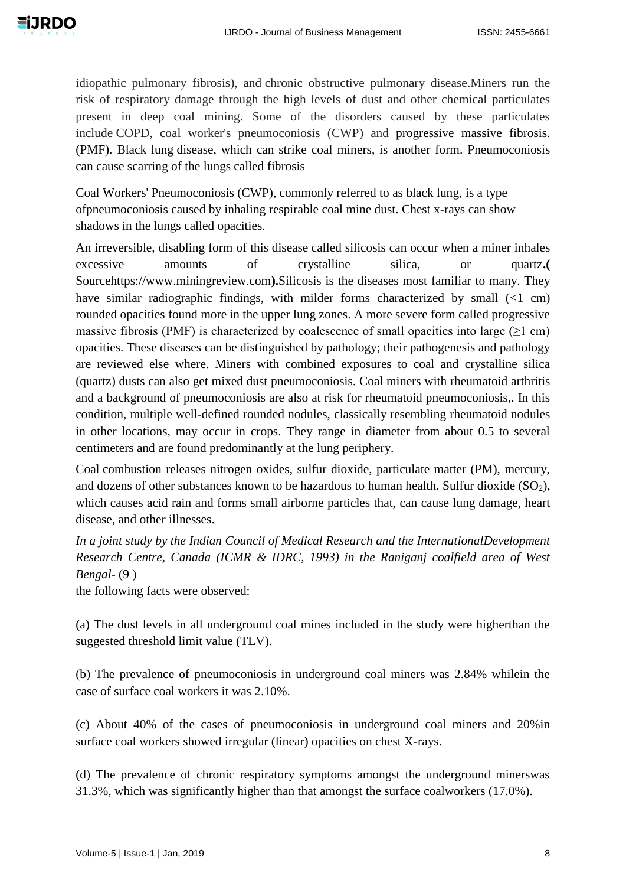idiopathic pulmonary fibrosis), and chronic obstructive pulmonary disease.Miners run the risk of respiratory damage through the high levels of dust and other chemical particulates present in deep coal mining. Some of the disorders caused by these particulates include COPD, coal worker's pneumoconiosis (CWP) and progressive massive fibrosis. (PMF). Black lung disease, which can strike coal miners, is another form. Pneumoconiosis can cause scarring of the lungs called fibrosis

Coal Workers' Pneumoconiosis (CWP), commonly referred to as black lung, is a type ofpneumoconiosis caused by inhaling respirable coal mine dust. Chest x-rays can show shadows in the lungs called opacities.

An irreversible, disabling form of this disease called silicosis can occur when a miner inhales excessive amounts of crystalline silica, or quartz**.(** Sourcehttps://www.miningreview.com**).**Silicosis is the diseases most familiar to many. They have similar radiographic findings, with milder forms characterized by small (<1 cm) rounded opacities found more in the upper lung zones. A more severe form called progressive massive fibrosis (PMF) is characterized by coalescence of small opacities into large (≥1 cm) opacities. These diseases can be distinguished by pathology; their pathogenesis and pathology are reviewed else where. Miners with combined exposures to coal and crystalline silica (quartz) dusts can also get mixed dust pneumoconiosis. Coal miners with rheumatoid arthritis and a background of pneumoconiosis are also at risk for rheumatoid pneumoconiosis,. In this condition, multiple well-defined rounded nodules, classically resembling rheumatoid nodules in other locations, may occur in crops. They range in diameter from about 0.5 to several centimeters and are found predominantly at the lung periphery.

Coal combustion releases nitrogen oxides, sulfur dioxide, particulate matter (PM), mercury, and dozens of other substances known to be hazardous to human health. Sulfur dioxide ($SO_2$), which causes acid rain and forms small airborne particles that, can cause lung damage, heart disease, and other illnesses.

*In a joint study by the Indian Council of Medical Research and the InternationalDevelopment Research Centre, Canada (ICMR & IDRC, 1993) in the Raniganj coalfield area of West Bengal-* (9 )
the following facts were observed:

(a) The dust levels in all underground coal mines included in the study were higherthan the suggested threshold limit value (TLV).

(b) The prevalence of pneumoconiosis in underground coal miners was 2.84% whilein the case of surface coal workers it was 2.10%.

(c) About 40% of the cases of pneumoconiosis in underground coal miners and 20%in surface coal workers showed irregular (linear) opacities on chest X-rays.

(d) The prevalence of chronic respiratory symptoms amongst the underground minerswas 31.3%, which was significantly higher than that amongst the surface coalworkers (17.0%).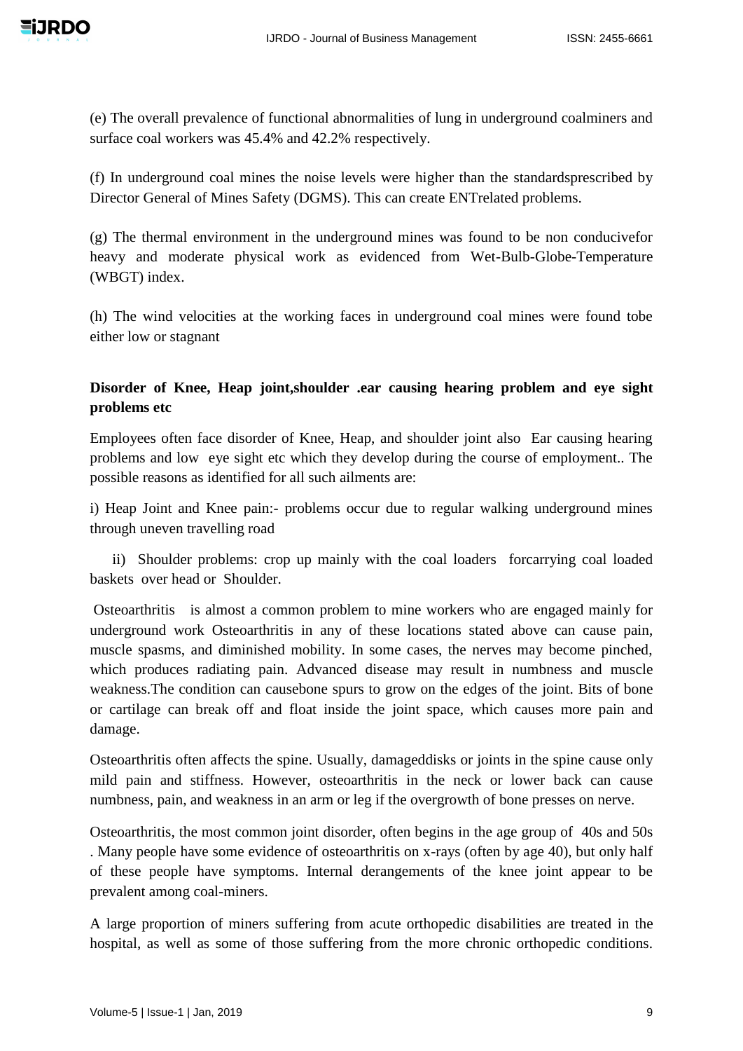(e) The overall prevalence of functional abnormalities of lung in underground coalminers and surface coal workers was 45.4% and 42.2% respectively.

(f) In underground coal mines the noise levels were higher than the standardsprescribed by Director General of Mines Safety (DGMS). This can create ENTrelated problems.

(g) The thermal environment in the underground mines was found to be non conducivefor heavy and moderate physical work as evidenced from Wet-Bulb-Globe-Temperature (WBGT) index.

(h) The wind velocities at the working faces in underground coal mines were found tobe either low or stagnant

**Disorder of Knee, Heap joint,shoulder .ear causing hearing problem and eye sight problems etc**

Employees often face disorder of Knee, Heap, and shoulder joint also Ear causing hearing problems and low eye sight etc which they develop during the course of employment.. The possible reasons as identified for all such ailments are:

i) Heap Joint and Knee pain:- problems occur due to regular walking underground mines through uneven travelling road

ii) Shoulder problems: crop up mainly with the coal loaders forcarrying coal loaded baskets over head or Shoulder.

Osteoarthritis is almost a common problem to mine workers who are engaged mainly for underground work Osteoarthritis in any of these locations stated above can cause pain, muscle spasms, and diminished mobility. In some cases, the nerves may become pinched, which produces radiating pain. Advanced disease may result in numbness and muscle weakness.The condition can causebone spurs to grow on the edges of the joint. Bits of bone or cartilage can break off and float inside the joint space, which causes more pain and damage.

Osteoarthritis often affects the spine. Usually, dameddisks or joints in the spine cause only mild pain and stiffness. However, osteoarthritis in the neck or lower back can cause numbness, pain, and weakness in an arm or leg if the overgrowth of bone presses on nerve.

Osteoarthritis, the most common joint disorder, often begins in the age group of 40s and 50s . Many people have some evidence of osteoarthritis on x-rays (often by age 40), but only half of these people have symptoms. Internal derangements of the knee joint appear to be prevalent among coal-miners.

A large proportion of miners suffering from acute orthopedic disabilities are treated in the hospital, as well as some of those suffering from the more chronic orthopedic conditions.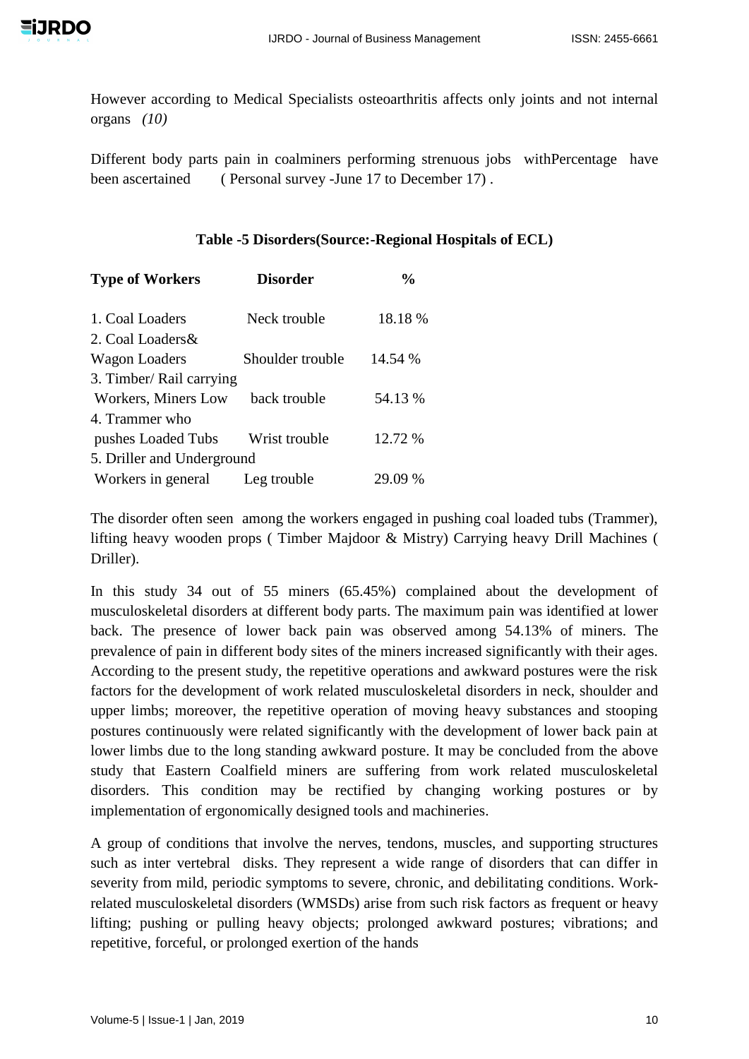However according to Medical Specialists osteoarthritis affects only joints and not internal organs *(10)*

Different body parts pain in coalminers performing strenuous jobs withPercentage have been ascertained ( Personal survey -June 17 to December 17) .

**Table -5 Disorders(Source:-Regional Hospitals of ECL)**

| Type of Workers | Disorder | % |
|---|---|---|
| 1. Coal Loaders | Neck trouble | 18.18 % |
| 2. Coal Loaders& Wagon Loaders | Shoulder trouble | 14.54 % |
| 3. Timber/ Rail carrying Workers, Miners Low | back trouble | 54.13 % |
| 4. Trammer who pushes Loaded Tubs | Wrist trouble | 12.72 % |
| 5. Driller and Underground Workers in general | Leg trouble | 29.09 % |

The disorder often seen among the workers engaged in pushing coal loaded tubs (Trammer), lifting heavy wooden props ( Timber Majdoor & Mistry) Carrying heavy Drill Machines ( Driller).

In this study 34 out of 55 miners (65.45%) complained about the development of musculoskeletal disorders at different body parts. The maximum pain was identified at lower back. The presence of lower back pain was observed among 54.13% of miners. The prevalence of pain in different body sites of the miners increased significantly with their ages. According to the present study, the repetitive operations and awkward postures were the risk factors for the development of work related musculoskeletal disorders in neck, shoulder and upper limbs; moreover, the repetitive operation of moving heavy substances and stooping postures continuously were related significantly with the development of lower back pain at lower limbs due to the long standing awkward posture. It may be concluded from the above study that Eastern Coalfield miners are suffering from work related musculoskeletal disorders. This condition may be rectified by changing working postures or by implementation of ergonomically designed tools and machineries.

A group of conditions that involve the nerves, tendons, muscles, and supporting structures such as inter vertebral disks. They represent a wide range of disorders that can differ in severity from mild, periodic symptoms to severe, chronic, and debilitating conditions. Work-related musculoskeletal disorders (WMSDs) arise from such risk factors as frequent or heavy lifting; pushing or pulling heavy objects; prolonged awkward postures; vibrations; and repetitive, forceful, or prolonged exertion of the hands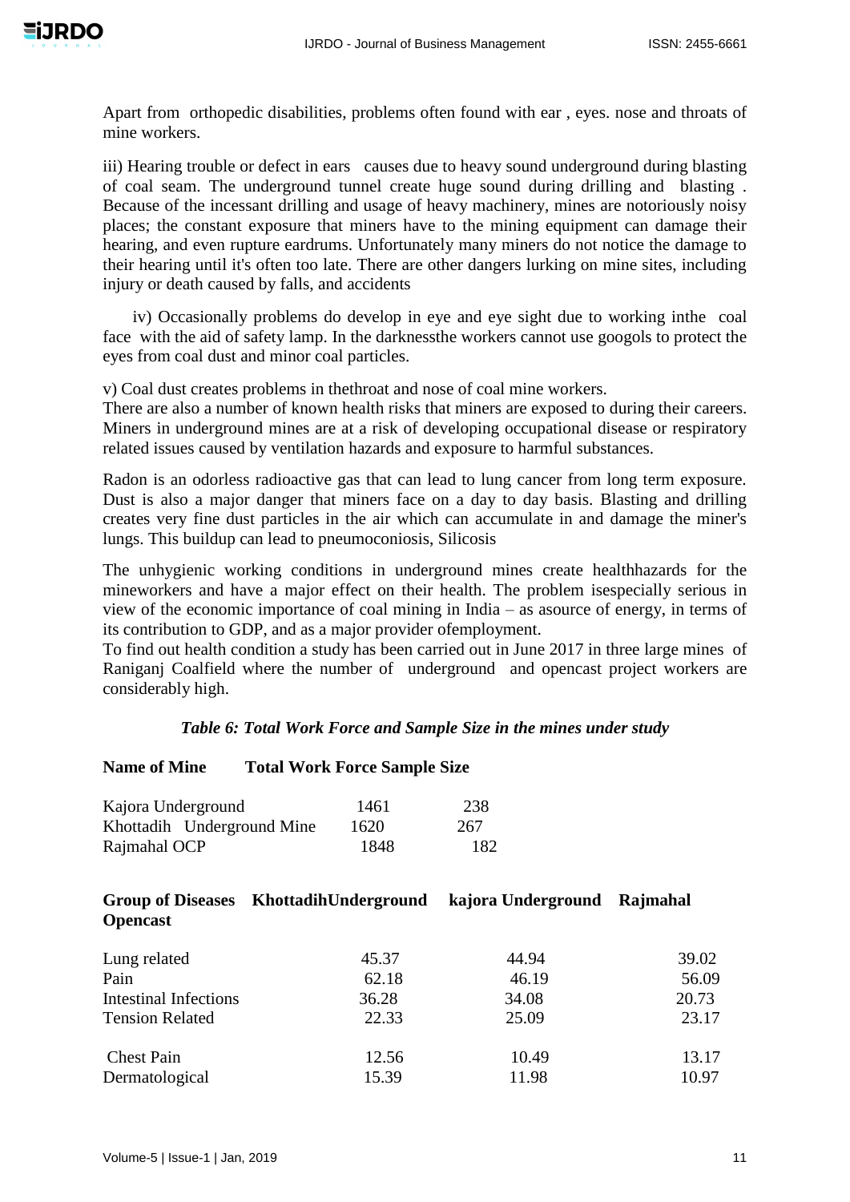Apart from orthopedic disabilities, problems often found with ear , eyes. nose and throats of mine workers.

iii) Hearing trouble or defect in ears causes due to heavy sound underground during blasting of coal seam. The underground tunnel create huge sound during drilling and blasting . Because of the incessant drilling and usage of heavy machinery, mines are notoriously noisy places; the constant exposure that miners have to the mining equipment can damage their hearing, and even rupture eardrums. Unfortunately many miners do not notice the damage to their hearing until it's often too late. There are other dangers lurking on mine sites, including injury or death caused by falls, and accidents

iv) Occasionally problems do develop in eye and eye sight due to working inthe coal face with the aid of safety lamp. In the darknessthe workers cannot use googols to protect the eyes from coal dust and minor coal particles.

v) Coal dust creates problems in thethroat and nose of coal mine workers.

There are also a number of known health risks that miners are exposed to during their careers. Miners in underground mines are at a risk of developing occupational disease or respiratory related issues caused by ventilation hazards and exposure to harmful substances.

Radon is an odorless radioactive gas that can lead to lung cancer from long term exposure. Dust is also a major danger that miners face on a day to day basis. Blasting and drilling creates very fine dust particles in the air which can accumulate in and damage the miner's lungs. This buildup can lead to pneumoconiosis, Silicosis

The unhygienic working conditions in underground mines create healthhazards for the mineworkers and have a major effect on their health. The problem isespecially serious in view of the economic importance of coal mining in India – as asource of energy, in terms of its contribution to GDP, and as a major provider ofemployment.

To find out health condition a study has been carried out in June 2017 in three large mines of Raniganj Coalfield where the number of underground and opencast project workers are considerably high.

*Table 6: Total Work Force and Sample Size in the mines under study*

| **Name of Mine** | **Total Work Force** | **Sample Size** |
|---|---|---|
| Kajora Underground | 1461 | 238 |
| Khottadih Underground Mine | 1620 | 267 |
| Rajmahal OCP | 1848 | 182 |

| **Group of Diseases** | **KhottadihUnderground** | **kajora Underground** | **Rajmahal Opencast** |
|---|---|---|---|
| Lung related | 45.37 | 44.94 | 39.02 |
| Pain | 62.18 | 46.19 | 56.09 |
| Intestinal Infections | 36.28 | 34.08 | 20.73 |
| Tension Related | 22.33 | 25.09 | 23.17 |
| Chest Pain | 12.56 | 10.49 | 13.17 |
| Dermatological | 15.39 | 11.98 | 10.97 |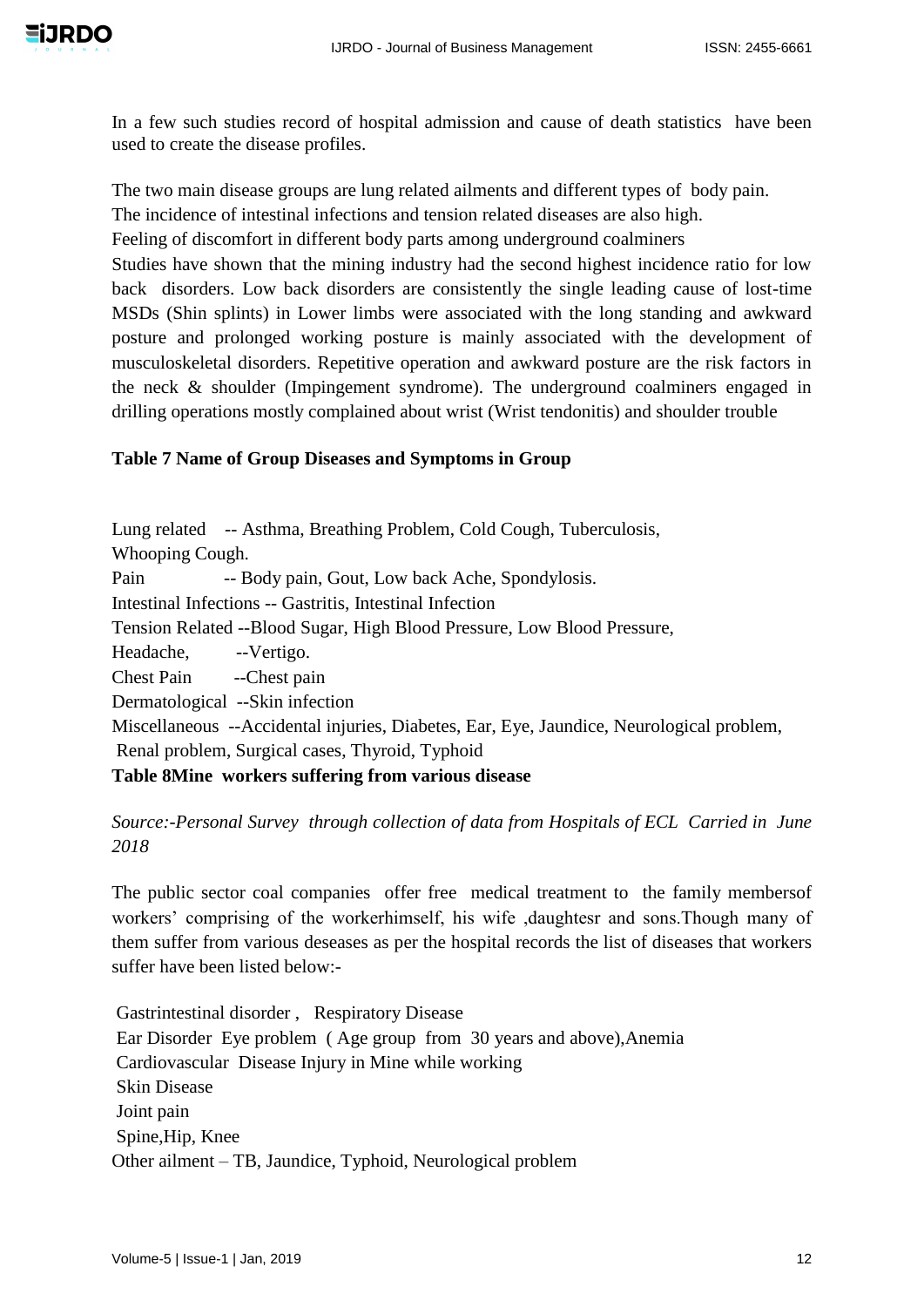In a few such studies record of hospital admission and cause of death statistics have been used to create the disease profiles.

The two main disease groups are lung related ailments and different types of body pain.
The incidence of intestinal infections and tension related diseases are also high.
Feeling of discomfort in different body parts among underground coalminers
Studies have shown that the mining industry had the second highest incidence ratio for low back disorders. Low back disorders are consistently the single leading cause of lost-time MSDs (Shin splints) in Lower limbs were associated with the long standing and awkward posture and prolonged working posture is mainly associated with the development of musculoskeletal disorders. Repetitive operation and awkward posture are the risk factors in the neck & shoulder (Impingement syndrome). The underground coalminers engaged in drilling operations mostly complained about wrist (Wrist tendonitis) and shoulder trouble

**Table 7 Name of Group Diseases and Symptoms in Group**

Lung related -- Asthma, Breathing Problem, Cold Cough, Tuberculosis,
Whooping Cough.
Pain -- Body pain, Gout, Low back Ache, Spondylosis.
Intestinal Infections -- Gastritis, Intestinal Infection
Tension Related --Blood Sugar, High Blood Pressure, Low Blood Pressure,
Headache, --Vertigo.
Chest Pain --Chest pain
Dermatological --Skin infection
Miscellaneous --Accidental injuries, Diabetes, Ear, Eye, Jaundice, Neurological problem,
Renal problem, Surgical cases, Thyroid, Typhoid

**Table 8Mine workers suffering from various disease**

*Source:-Personal Survey through collection of data from Hospitals of ECL Carried in June 2018*

The public sector coal companies offer free medical treatment to the family membersof workers' comprising of the workerhimself, his wife ,daughtesr and sons.Though many of them suffer from various deseases as per the hospital records the list of diseases that workers suffer have been listed below:-

Gastrintestinal disorder , Respiratory Disease
Ear Disorder Eye problem ( Age group from 30 years and above),Anemia
Cardiovascular Disease Injury in Mine while working
Skin Disease
Joint pain
Spine,Hip, Knee
Other ailment – TB, Jaundice, Typhoid, Neurological problem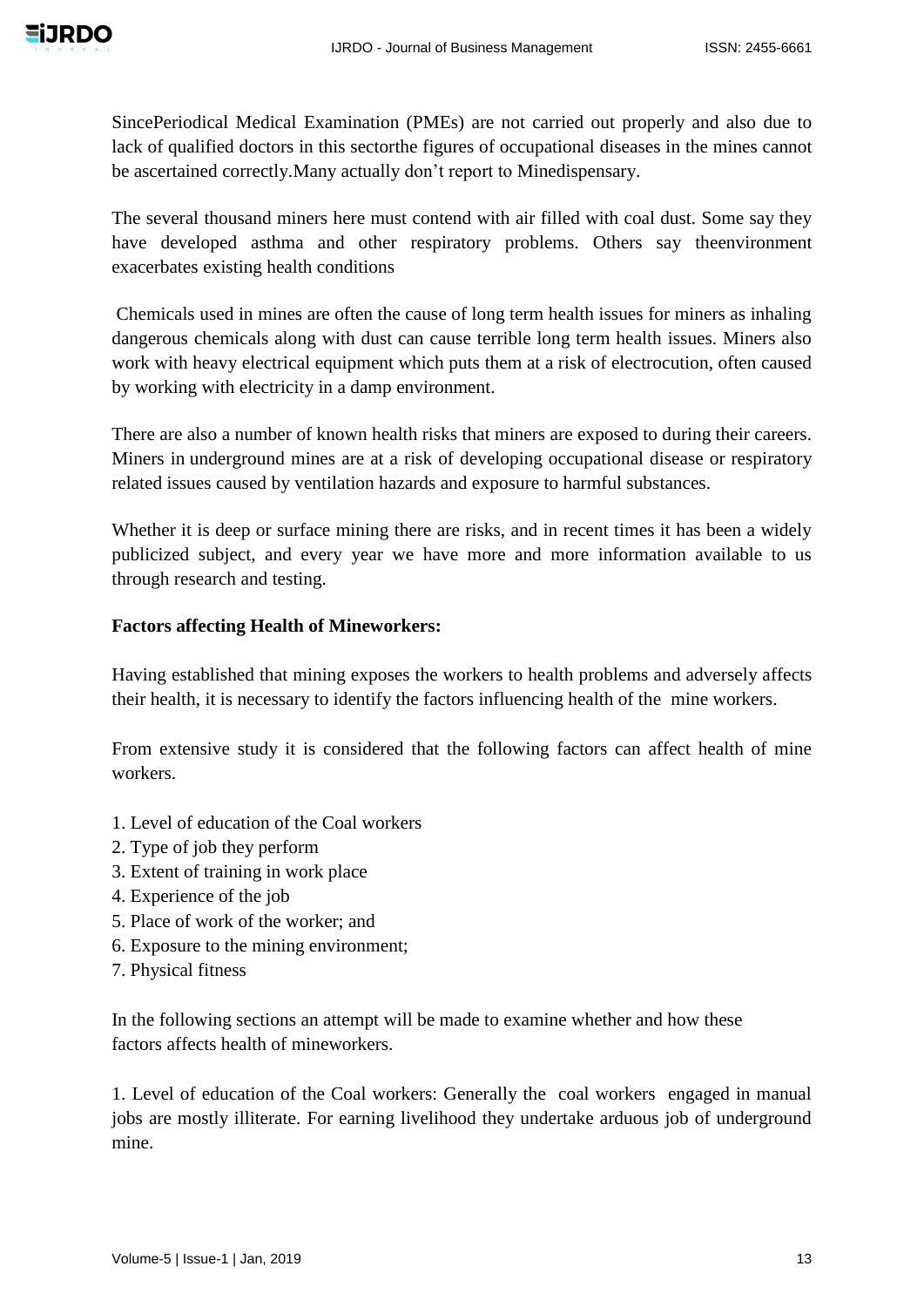SincePeriodical Medical Examination (PMEs) are not carried out properly and also due to lack of qualified doctors in this sectorthe figures of occupational diseases in the mines cannot be ascertained correctly.Many actually don't report to Minedispensary.

The several thousand miners here must contend with air filled with coal dust. Some say they have developed asthma and other respiratory problems. Others say theenvironment exacerbates existing health conditions

Chemicals used in mines are often the cause of long term health issues for miners as inhaling dangerous chemicals along with dust can cause terrible long term health issues. Miners also work with heavy electrical equipment which puts them at a risk of electrocution, often caused by working with electricity in a damp environment.

There are also a number of known health risks that miners are exposed to during their careers. Miners in underground mines are at a risk of developing occupational disease or respiratory related issues caused by ventilation hazards and exposure to harmful substances.

Whether it is deep or surface mining there are risks, and in recent times it has been a widely publicized subject, and every year we have more and more information available to us through research and testing.

**Factors affecting Health of Mineworkers:**

Having established that mining exposes the workers to health problems and adversely affects their health, it is necessary to identify the factors influencing health of the mine workers.

From extensive study it is considered that the following factors can affect health of mine workers.

1. Level of education of the Coal workers
2. Type of job they perform
3. Extent of training in work place
4. Experience of the job
5. Place of work of the worker; and
6. Exposure to the mining environment;
7. Physical fitness

In the following sections an attempt will be made to examine whether and how these factors affects health of mineworkers.

1. Level of education of the Coal workers: Generally the coal workers engaged in manual jobs are mostly illiterate. For earning livelihood they undertake arduous job of underground mine.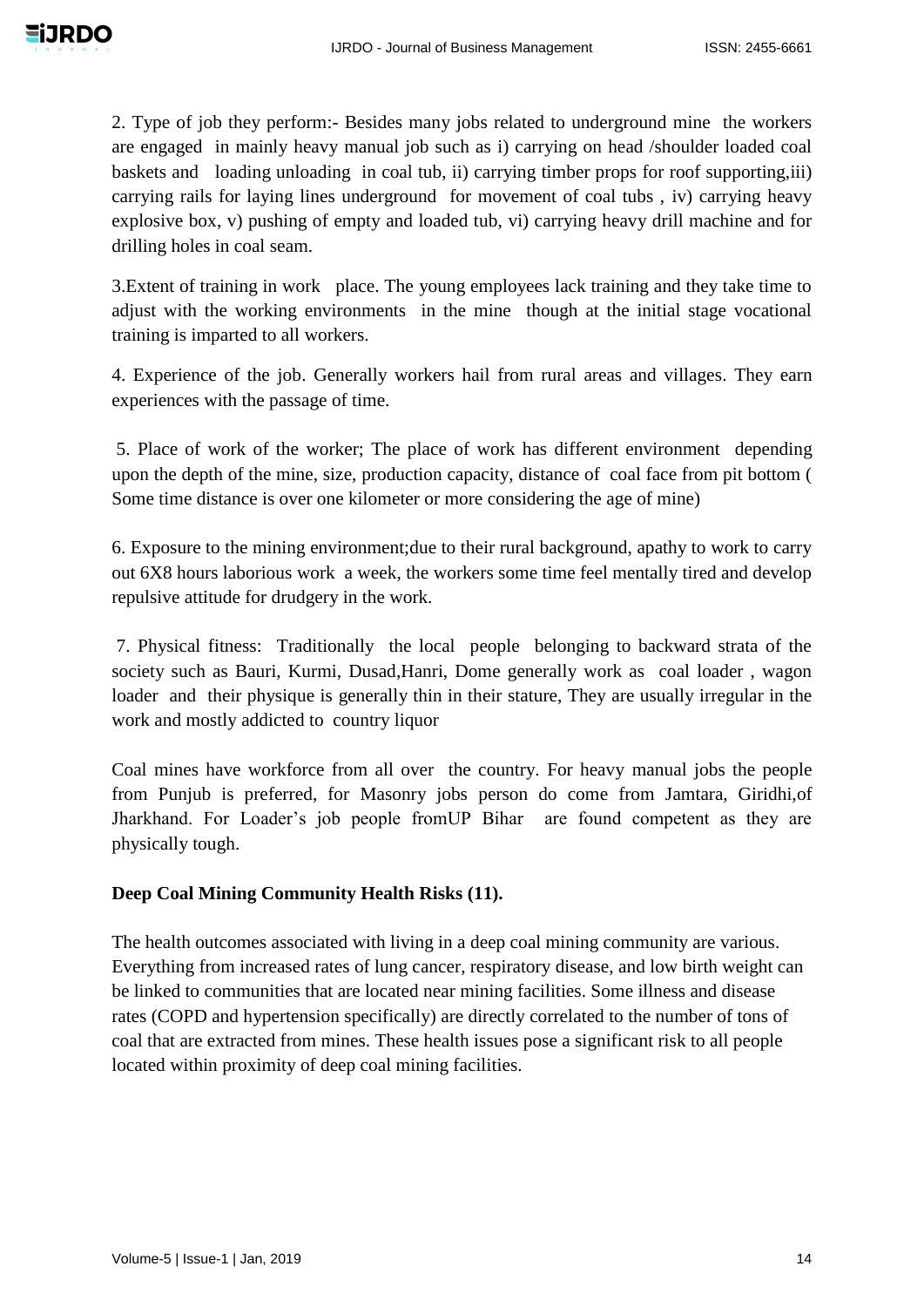2. Type of job they perform:- Besides many jobs related to underground mine the workers are engaged in mainly heavy manual job such as i) carrying on head /shoulder loaded coal baskets and loading unloading in coal tub, ii) carrying timber props for roof supporting,iii) carrying rails for laying lines underground for movement of coal tubs , iv) carrying heavy explosive box, v) pushing of empty and loaded tub, vi) carrying heavy drill machine and for drilling holes in coal seam.

3.Extent of training in work place. The young employees lack training and they take time to adjust with the working environments in the mine though at the initial stage vocational training is imparted to all workers.

4. Experience of the job. Generally workers hail from rural areas and villages. They earn experiences with the passage of time.

5. Place of work of the worker; The place of work has different environment depending upon the depth of the mine, size, production capacity, distance of coal face from pit bottom ( Some time distance is over one kilometer or more considering the age of mine)

6. Exposure to the mining environment;due to their rural background, apathy to work to carry out 6X8 hours laborious work a week, the workers some time feel mentally tired and develop repulsive attitude for drudgery in the work.

7. Physical fitness: Traditionally the local people belonging to backward strata of the society such as Bauri, Kurmi, Dusad,Hanri, Dome generally work as coal loader , wagon loader and their physique is generally thin in their stature, They are usually irregular in the work and mostly addicted to country liquor

Coal mines have workforce from all over the country. For heavy manual jobs the people from Punjub is preferred, for Masonry jobs person do come from Jamtara, Giridhi,of Jharkhand. For Loader's job people fromUP Bihar are found competent as they are physically tough.

**Deep Coal Mining Community Health Risks (11).**

The health outcomes associated with living in a deep coal mining community are various. Everything from increased rates of lung cancer, respiratory disease, and low birth weight can be linked to communities that are located near mining facilities. Some illness and disease rates (COPD and hypertension specifically) are directly correlated to the number of tons of coal that are extracted from mines. These health issues pose a significant risk to all people located within proximity of deep coal mining facilities.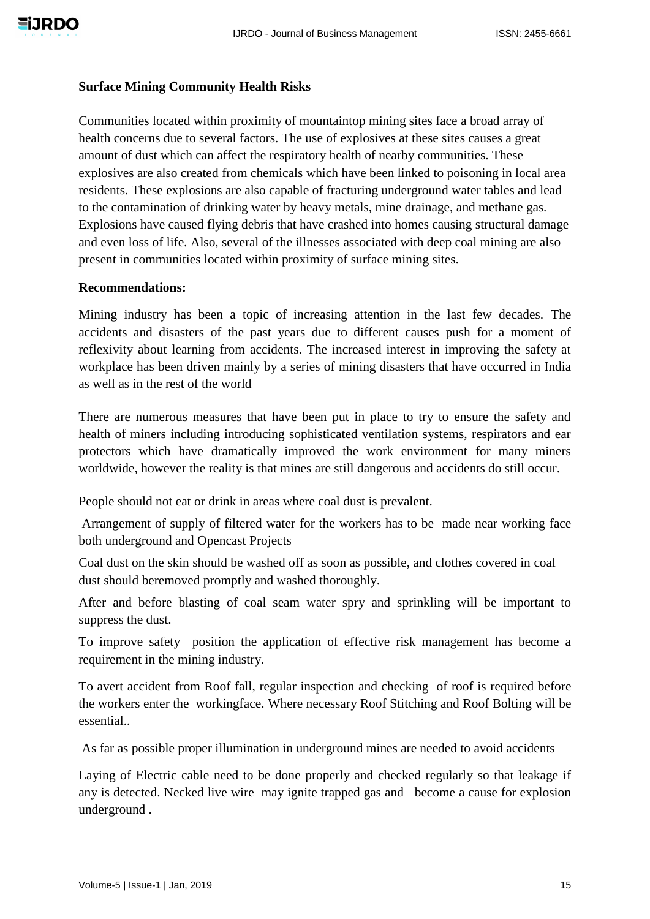**Surface Mining Community Health Risks**

Communities located within proximity of mountaintop mining sites face a broad array of health concerns due to several factors. The use of explosives at these sites causes a great amount of dust which can affect the respiratory health of nearby communities. These explosives are also created from chemicals which have been linked to poisoning in local area residents. These explosions are also capable of fracturing underground water tables and lead to the contamination of drinking water by heavy metals, mine drainage, and methane gas. Explosions have caused flying debris that have crashed into homes causing structural damage and even loss of life. Also, several of the illnesses associated with deep coal mining are also present in communities located within proximity of surface mining sites.

**Recommendations:**

Mining industry has been a topic of increasing attention in the last few decades. The accidents and disasters of the past years due to different causes push for a moment of reflexivity about learning from accidents. The increased interest in improving the safety at workplace has been driven mainly by a series of mining disasters that have occurred in India as well as in the rest of the world

There are numerous measures that have been put in place to try to ensure the safety and health of miners including introducing sophisticated ventilation systems, respirators and ear protectors which have dramatically improved the work environment for many miners worldwide, however the reality is that mines are still dangerous and accidents do still occur.

People should not eat or drink in areas where coal dust is prevalent.

Arrangement of supply of filtered water for the workers has to be made near working face both underground and Opencast Projects

Coal dust on the skin should be washed off as soon as possible, and clothes covered in coal dust should beremoved promptly and washed thoroughly.

After and before blasting of coal seam water spry and sprinkling will be important to suppress the dust.

To improve safety position the application of effective risk management has become a requirement in the mining industry.

To avert accident from Roof fall, regular inspection and checking of roof is required before the workers enter the workingface. Where necessary Roof Stitching and Roof Bolting will be essential..

As far as possible proper illumination in underground mines are needed to avoid accidents

Laying of Electric cable need to be done properly and checked regularly so that leakage if any is detected. Necked live wire may ignite trapped gas and become a cause for explosion underground .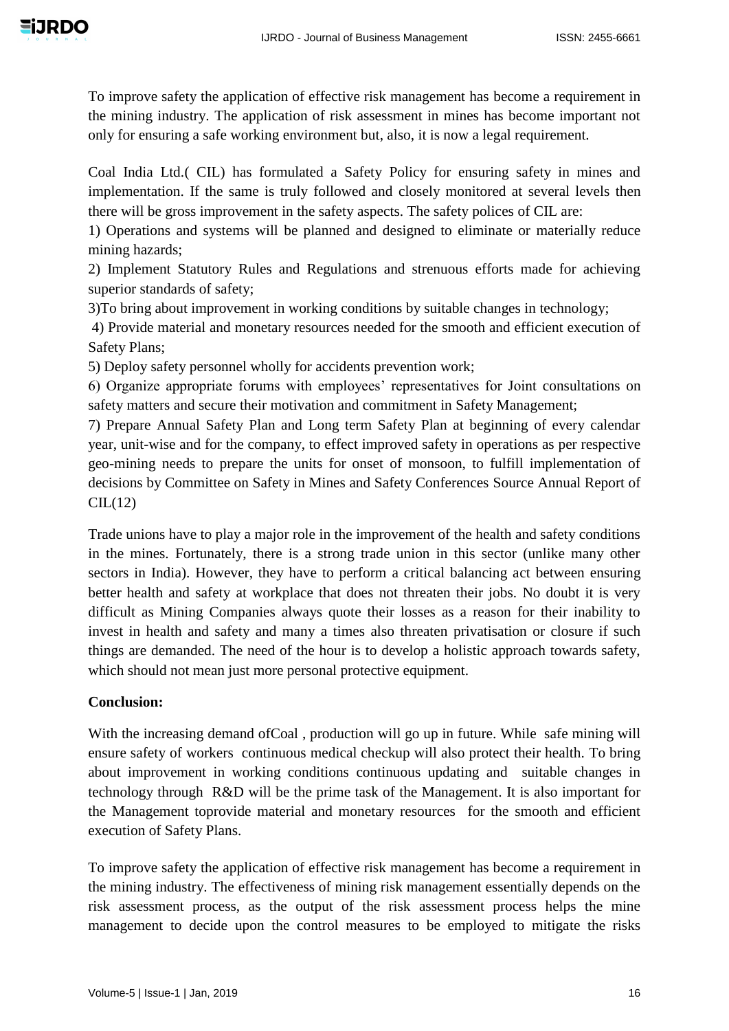To improve safety the application of effective risk management has become a requirement in the mining industry. The application of risk assessment in mines has become important not only for ensuring a safe working environment but, also, it is now a legal requirement.

Coal India Ltd.( CIL) has formulated a Safety Policy for ensuring safety in mines and implementation. If the same is truly followed and closely monitored at several levels then there will be gross improvement in the safety aspects. The safety polices of CIL are:

1) Operations and systems will be planned and designed to eliminate or materially reduce mining hazards;

2) Implement Statutory Rules and Regulations and strenuous efforts made for achieving superior standards of safety;

3)To bring about improvement in working conditions by suitable changes in technology;

4) Provide material and monetary resources needed for the smooth and efficient execution of Safety Plans;

5) Deploy safety personnel wholly for accidents prevention work;

6) Organize appropriate forums with employees' representatives for Joint consultations on safety matters and secure their motivation and commitment in Safety Management;

7) Prepare Annual Safety Plan and Long term Safety Plan at beginning of every calendar year, unit-wise and for the company, to effect improved safety in operations as per respective geo-mining needs to prepare the units for onset of monsoon, to fulfill implementation of decisions by Committee on Safety in Mines and Safety Conferences Source Annual Report of CIL(12)

Trade unions have to play a major role in the improvement of the health and safety conditions in the mines. Fortunately, there is a strong trade union in this sector (unlike many other sectors in India). However, they have to perform a critical balancing act between ensuring better health and safety at workplace that does not threaten their jobs. No doubt it is very difficult as Mining Companies always quote their losses as a reason for their inability to invest in health and safety and many a times also threaten privatisation or closure if such things are demanded. The need of the hour is to develop a holistic approach towards safety, which should not mean just more personal protective equipment.

**Conclusion:**

With the increasing demand ofCoal , production will go up in future. While safe mining will ensure safety of workers continuous medical checkup will also protect their health. To bring about improvement in working conditions continuous updating and suitable changes in technology through R&D will be the prime task of the Management. It is also important for the Management toprovide material and monetary resources for the smooth and efficient execution of Safety Plans.

To improve safety the application of effective risk management has become a requirement in the mining industry. The effectiveness of mining risk management essentially depends on the risk assessment process, as the output of the risk assessment process helps the mine management to decide upon the control measures to be employed to mitigate the risks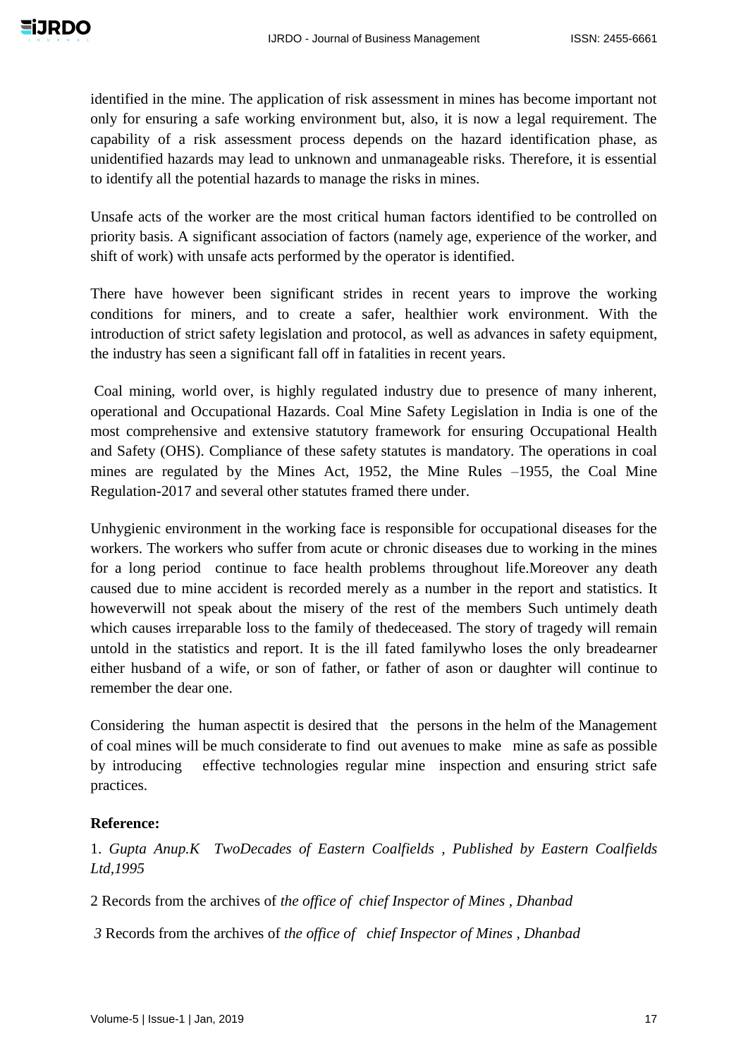identified in the mine. The application of risk assessment in mines has become important not only for ensuring a safe working environment but, also, it is now a legal requirement. The capability of a risk assessment process depends on the hazard identification phase, as unidentified hazards may lead to unknown and unmanageable risks. Therefore, it is essential to identify all the potential hazards to manage the risks in mines.

Unsafe acts of the worker are the most critical human factors identified to be controlled on priority basis. A significant association of factors (namely age, experience of the worker, and shift of work) with unsafe acts performed by the operator is identified.

There have however been significant strides in recent years to improve the working conditions for miners, and to create a safer, healthier work environment. With the introduction of strict safety legislation and protocol, as well as advances in safety equipment, the industry has seen a significant fall off in fatalities in recent years.

Coal mining, world over, is highly regulated industry due to presence of many inherent, operational and Occupational Hazards. Coal Mine Safety Legislation in India is one of the most comprehensive and extensive statutory framework for ensuring Occupational Health and Safety (OHS). Compliance of these safety statutes is mandatory. The operations in coal mines are regulated by the Mines Act, 1952, the Mine Rules –1955, the Coal Mine Regulation-2017 and several other statutes framed there under.

Unhygienic environment in the working face is responsible for occupational diseases for the workers. The workers who suffer from acute or chronic diseases due to working in the mines for a long period continue to face health problems throughout life.Moreover any death caused due to mine accident is recorded merely as a number in the report and statistics. It howeverwill not speak about the misery of the rest of the members Such untimely death which causes irreparable loss to the family of thedeceased. The story of tragedy will remain untold in the statistics and report. It is the ill fated familywho loses the only breadearner either husband of a wife, or son of father, or father of ason or daughter will continue to remember the dear one.

Considering the human aspectit is desired that the persons in the helm of the Management of coal mines will be much considerate to find out avenues to make mine as safe as possible by introducing effective technologies regular mine inspection and ensuring strict safe practices.

**Reference:**

1. *Gupta Anup.K TwoDecades of Eastern Coalfields , Published by Eastern Coalfields Ltd,1995*

2 Records from the archives of *the office of chief Inspector of Mines , Dhanbad*

*3* Records from the archives of *the office of chief Inspector of Mines , Dhanbad*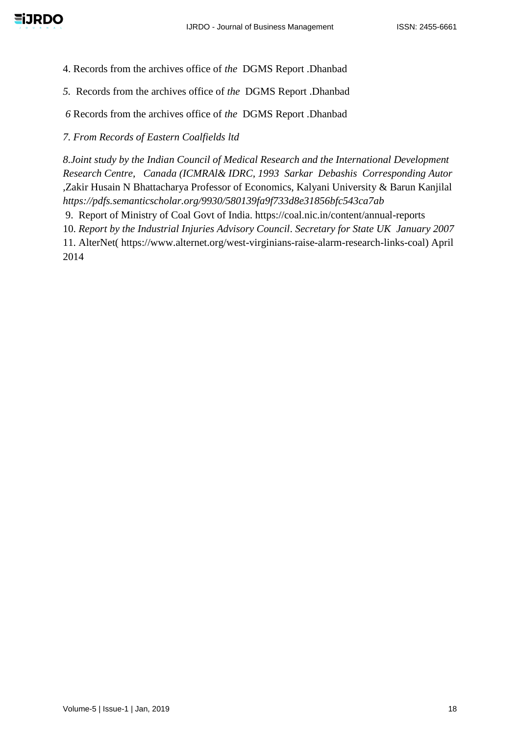4. Records from the archives office of *the* DGMS Report .Dhanbad

*5.* Records from the archives office of *the* DGMS Report .Dhanbad

*6* Records from the archives office of *the* DGMS Report .Dhanbad

*7. From Records of Eastern Coalfields ltd*

*8.Joint study by the Indian Council of Medical Research and the International Development Research Centre, Canada (ICMRAl& IDRC, 1993 Sarkar Debashis Corresponding Autor* ,Zakir Husain N Bhattacharya Professor of Economics, Kalyani University & Barun Kanjilal *https://pdfs.semanticscholar.org/9930/580139fa9f733d8e31856bfc543ca7ab*

9. Report of Ministry of Coal Govt of India. https://coal.nic.in/content/annual-reports

10. *Report by the Industrial Injuries Advisory Council*. *Secretary for State UK January 2007*

11. AlterNet( https://www.alternet.org/west-virginians-raise-alarm-research-links-coal) April 2014